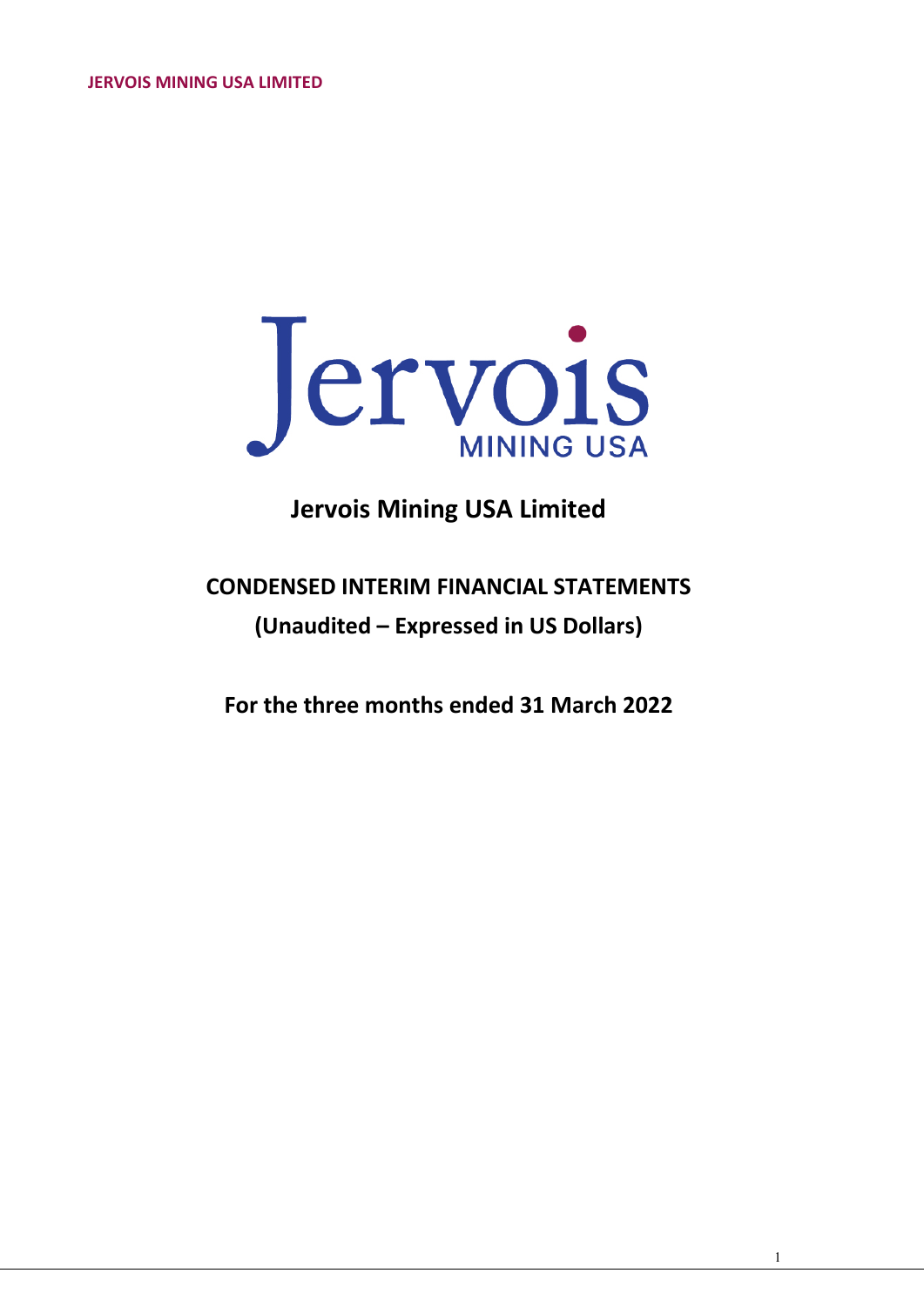# Jervois Mining USA Limited

## CONDENSED INTERIM FINANCIAL STATEMENTS

**(Unaudited – Expressed in US Dollars)**

**For the three months ended 31 March 2022**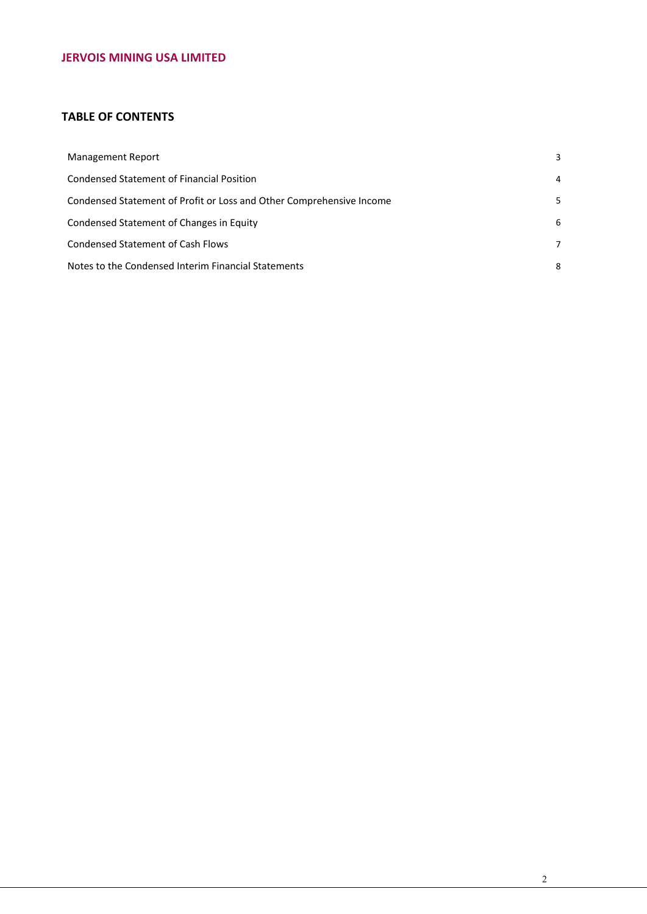**JERVOIS MINING USA LIMITED**

## TABLE OF CONTENTS

| | |
|---|---|
| Management Report | 3 |
| Condensed Statement of Financial Position | 4 |
| Condensed Statement of Profit or Loss and Other Comprehensive Income | 5 |
| Condensed Statement of Changes in Equity | 6 |
| Condensed Statement of Cash Flows | 7 |
| Notes to the Condensed Interim Financial Statements | 8 |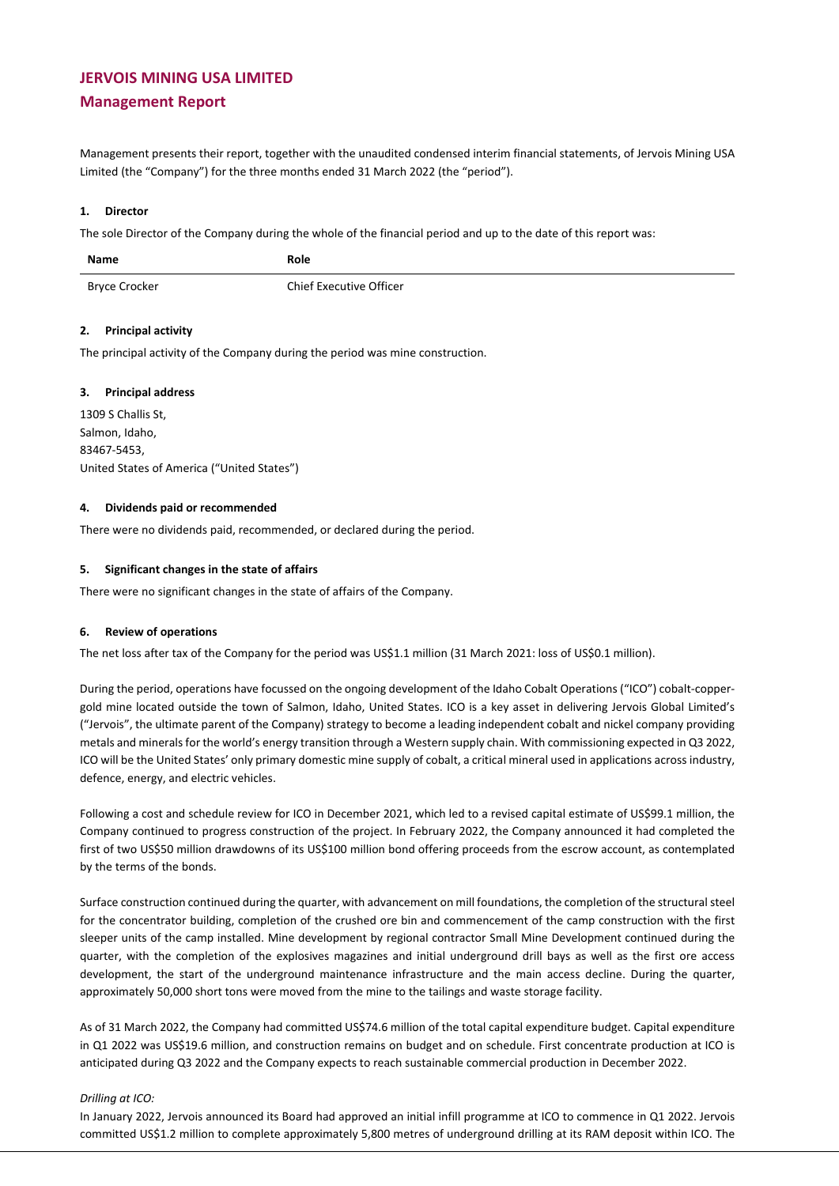# JERVOIS MINING USA LIMITED

## Management Report

Management presents their report, together with the unaudited condensed interim financial statements, of Jervois Mining USA Limited (the "Company") for the three months ended 31 March 2022 (the "period").

### 1. Director

The sole Director of the Company during the whole of the financial period and up to the date of this report was:

| Name | Role |
|---|---|
| Bryce Crocker | Chief Executive Officer |

### 2. Principal activity

The principal activity of the Company during the period was mine construction.

### 3. Principal address

1309 S Challis St,
Salmon, Idaho,
83467-5453,
United States of America ("United States")

### 4. Dividends paid or recommended

There were no dividends paid, recommended, or declared during the period.

### 5. Significant changes in the state of affairs

There were no significant changes in the state of affairs of the Company.

### 6. Review of operations

The net loss after tax of the Company for the period was US$1.1 million (31 March 2021: loss of US$0.1 million).

During the period, operations have focussed on the ongoing development of the Idaho Cobalt Operations ("ICO") cobalt-copper-gold mine located outside the town of Salmon, Idaho, United States. ICO is a key asset in delivering Jervois Global Limited's ("Jervois", the ultimate parent of the Company) strategy to become a leading independent cobalt and nickel company providing metals and minerals for the world's energy transition through a Western supply chain. With commissioning expected in Q3 2022, ICO will be the United States' only primary domestic mine supply of cobalt, a critical mineral used in applications across industry, defence, energy, and electric vehicles.

Following a cost and schedule review for ICO in December 2021, which led to a revised capital estimate of US$99.1 million, the Company continued to progress construction of the project. In February 2022, the Company announced it had completed the first of two US$50 million drawdowns of its US$100 million bond offering proceeds from the escrow account, as contemplated by the terms of the bonds.

Surface construction continued during the quarter, with advancement on mill foundations, the completion of the structural steel for the concentrator building, completion of the crushed ore bin and commencement of the camp construction with the first sleeper units of the camp installed. Mine development by regional contractor Small Mine Development continued during the quarter, with the completion of the explosives magazines and initial underground drill bays as well as the first ore access development, the start of the underground maintenance infrastructure and the main access decline. During the quarter, approximately 50,000 short tons were moved from the mine to the tailings and waste storage facility.

As of 31 March 2022, the Company had committed US$74.6 million of the total capital expenditure budget. Capital expenditure in Q1 2022 was US$19.6 million, and construction remains on budget and on schedule. First concentrate production at ICO is anticipated during Q3 2022 and the Company expects to reach sustainable commercial production in December 2022.

*Drilling at ICO:*

In January 2022, Jervois announced its Board had approved an initial infill programme at ICO to commence in Q1 2022. Jervois committed US$1.2 million to complete approximately 5,800 metres of underground drilling at its RAM deposit within ICO. The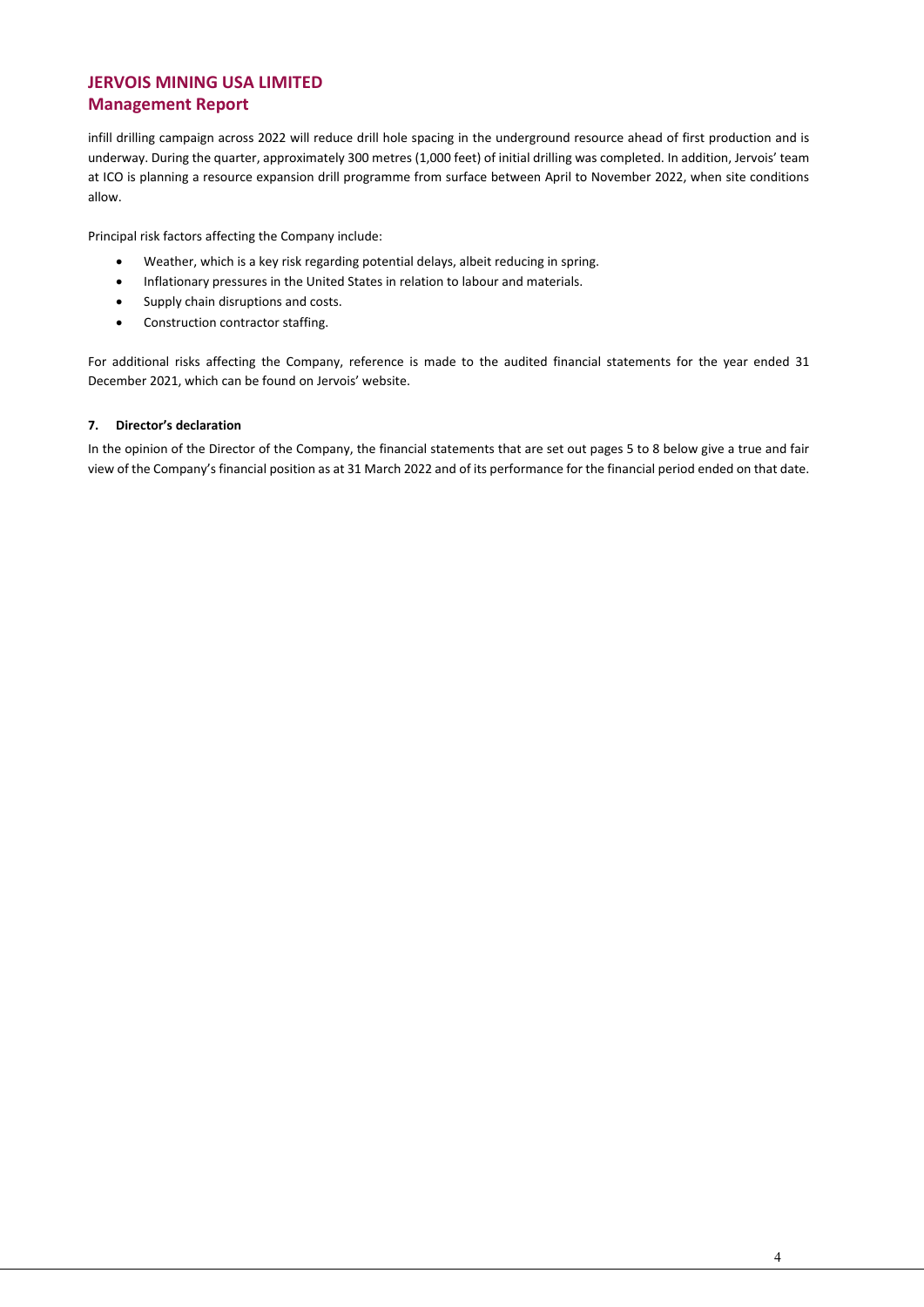infill drilling campaign across 2022 will reduce drill hole spacing in the underground resource ahead of first production and is underway. During the quarter, approximately 300 metres (1,000 feet) of initial drilling was completed. In addition, Jervois' team at ICO is planning a resource expansion drill programme from surface between April to November 2022, when site conditions allow.

Principal risk factors affecting the Company include:

- Weather, which is a key risk regarding potential delays, albeit reducing in spring.
- Inflationary pressures in the United States in relation to labour and materials.
- Supply chain disruptions and costs.
- Construction contractor staffing.

For additional risks affecting the Company, reference is made to the audited financial statements for the year ended 31 December 2021, which can be found on Jervois' website.

#### 7. Director's declaration

In the opinion of the Director of the Company, the financial statements that are set out pages 5 to 8 below give a true and fair view of the Company's financial position as at 31 March 2022 and of its performance for the financial period ended on that date.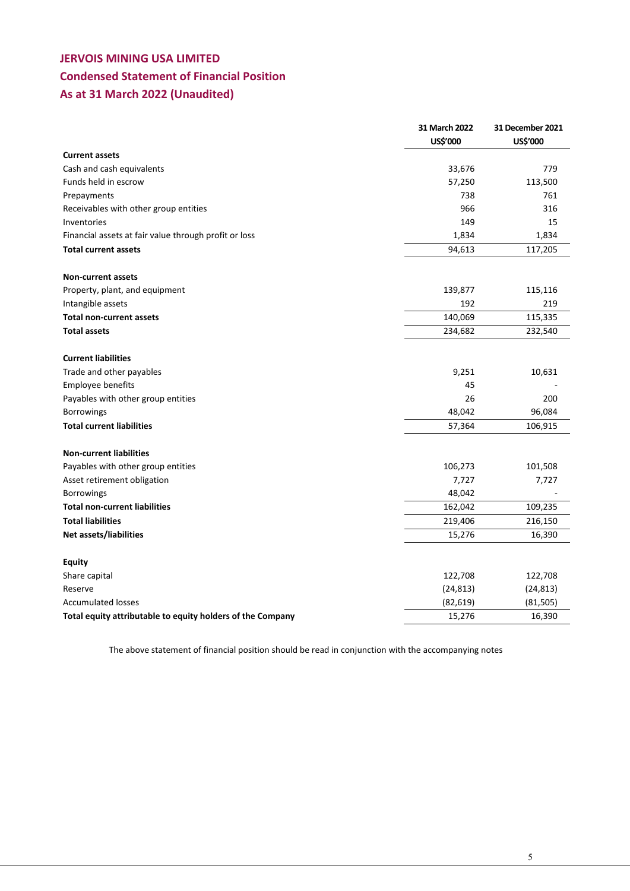# JERVOIS MINING USA LIMITED

## Condensed Statement of Financial Position

## As at 31 March 2022 (Unaudited)

| | 31 March 2022 US$'000 | 31 December 2021 US$'000 |
|---|---|---|
| **Current assets** | | |
| Cash and cash equivalents | 33,676 | 779 |
| Funds held in escrow | 57,250 | 113,500 |
| Prepayments | 738 | 761 |
| Receivables with other group entities | 966 | 316 |
| Inventories | 149 | 15 |
| Financial assets at fair value through profit or loss | 1,834 | 1,834 |
| **Total current assets** | 94,613 | 117,205 |
| | | |
| **Non-current assets** | | |
| Property, plant, and equipment | 139,877 | 115,116 |
| Intangible assets | 192 | 219 |
| **Total non-current assets** | 140,069 | 115,335 |
| **Total assets** | 234,682 | 232,540 |
| | | |
| **Current liabilities** | | |
| Trade and other payables | 9,251 | 10,631 |
| Employee benefits | 45 | - |
| Payables with other group entities | 26 | 200 |
| Borrowings | 48,042 | 96,084 |
| **Total current liabilities** | 57,364 | 106,915 |
| | | |
| **Non-current liabilities** | | |
| Payables with other group entities | 106,273 | 101,508 |
| Asset retirement obligation | 7,727 | 7,727 |
| Borrowings | 48,042 | - |
| **Total non-current liabilities** | 162,042 | 109,235 |
| **Total liabilities** | 219,406 | 216,150 |
| **Net assets/liabilities** | 15,276 | 16,390 |
| | | |
| **Equity** | | |
| Share capital | 122,708 | 122,708 |
| Reserve | (24,813) | (24,813) |
| Accumulated losses | (82,619) | (81,505) |
| **Total equity attributable to equity holders of the Company** | 15,276 | 16,390 |

The above statement of financial position should be read in conjunction with the accompanying notes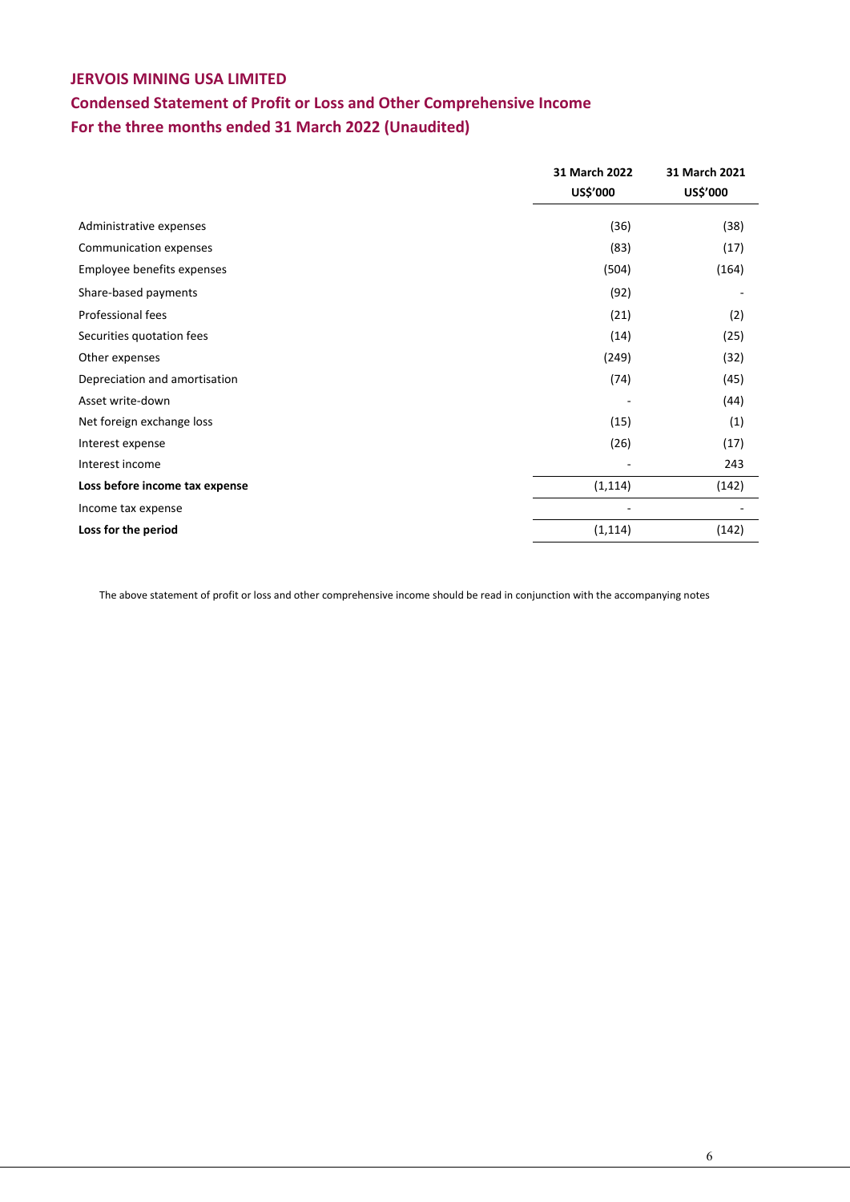# JERVOIS MINING USA LIMITED

## Condensed Statement of Profit or Loss and Other Comprehensive Income

## For the three months ended 31 March 2022 (Unaudited)

| | 31 March 2022 US$'000 | 31 March 2021 US$'000 |
|---|---|---|
| Administrative expenses | (36) | (38) |
| Communication expenses | (83) | (17) |
| Employee benefits expenses | (504) | (164) |
| Share-based payments | (92) | - |
| Professional fees | (21) | (2) |
| Securities quotation fees | (14) | (25) |
| Other expenses | (249) | (32) |
| Depreciation and amortisation | (74) | (45) |
| Asset write-down | - | (44) |
| Net foreign exchange loss | (15) | (1) |
| Interest expense | (26) | (17) |
| Interest income | - | 243 |
| **Loss before income tax expense** | (1,114) | (142) |
| Income tax expense | - | - |
| **Loss for the period** | (1,114) | (142) |

The above statement of profit or loss and other comprehensive income should be read in conjunction with the accompanying notes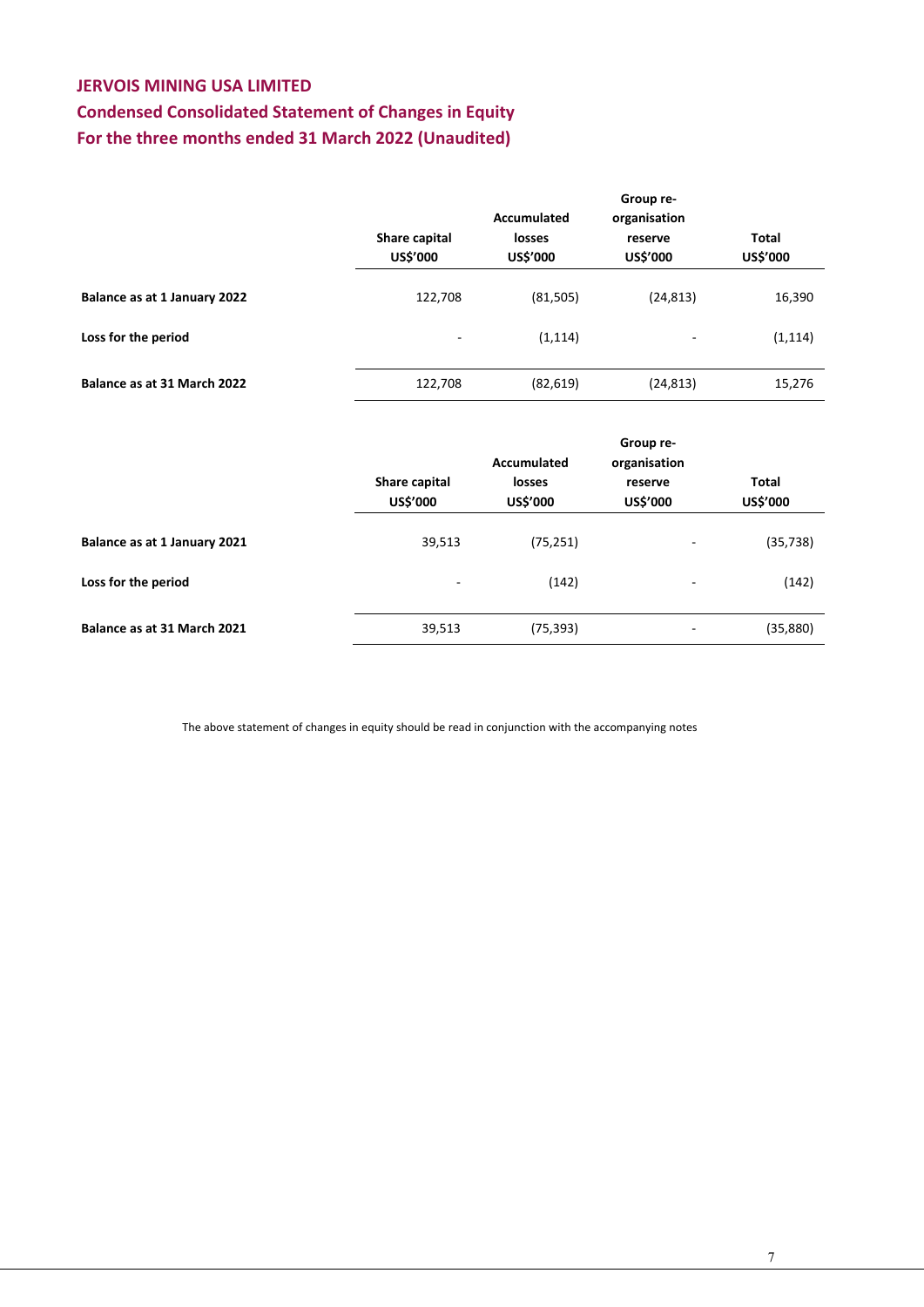# JERVOIS MINING USA LIMITED

## Condensed Consolidated Statement of Changes in Equity

## For the three months ended 31 March 2022 (Unaudited)

| | Share capital US$'000 | Accumulated losses US$'000 | Group re-organisation reserve US$'000 | Total US$'000 |
|---|---|---|---|---|
| **Balance as at 1 January 2022** | 122,708 | (81,505) | (24,813) | 16,390 |
| **Loss for the period** | - | (1,114) | - | (1,114) |
| **Balance as at 31 March 2022** | 122,708 | (82,619) | (24,813) | 15,276 |

| | Share capital US$'000 | Accumulated losses US$'000 | Group re-organisation reserve US$'000 | Total US$'000 |
|---|---|---|---|---|
| **Balance as at 1 January 2021** | 39,513 | (75,251) | - | (35,738) |
| **Loss for the period** | - | (142) | - | (142) |
| **Balance as at 31 March 2021** | 39,513 | (75,393) | - | (35,880) |

The above statement of changes in equity should be read in conjunction with the accompanying notes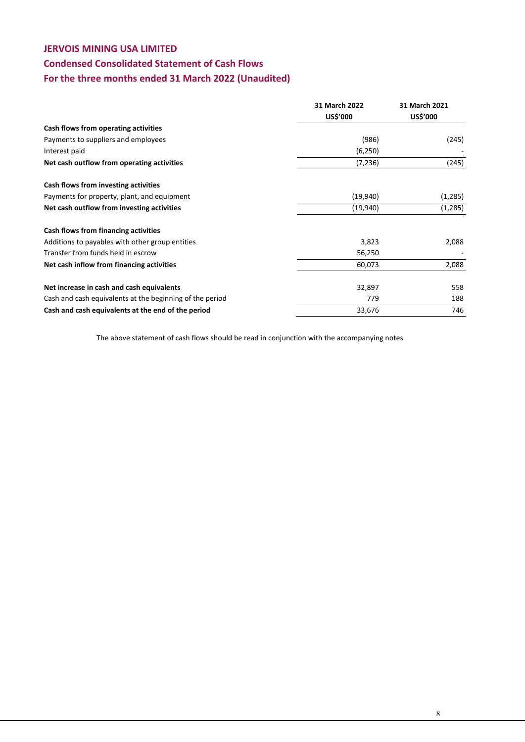# JERVOIS MINING USA LIMITED

## Condensed Consolidated Statement of Cash Flows

## For the three months ended 31 March 2022 (Unaudited)

| | 31 March 2022 US$'000 | 31 March 2021 US$'000 |
|---|---|---|
| **Cash flows from operating activities** | | |
| Payments to suppliers and employees | (986) | (245) |
| Interest paid | (6,250) | - |
| **Net cash outflow from operating activities** | (7,236) | (245) |
| | | |
| **Cash flows from investing activities** | | |
| Payments for property, plant, and equipment | (19,940) | (1,285) |
| **Net cash outflow from investing activities** | (19,940) | (1,285) |
| | | |
| **Cash flows from financing activities** | | |
| Additions to payables with other group entities | 3,823 | 2,088 |
| Transfer from funds held in escrow | 56,250 | - |
| **Net cash inflow from financing activities** | 60,073 | 2,088 |
| | | |
| **Net increase in cash and cash equivalents** | 32,897 | 558 |
| Cash and cash equivalents at the beginning of the period | 779 | 188 |
| **Cash and cash equivalents at the end of the period** | 33,676 | 746 |

The above statement of cash flows should be read in conjunction with the accompanying notes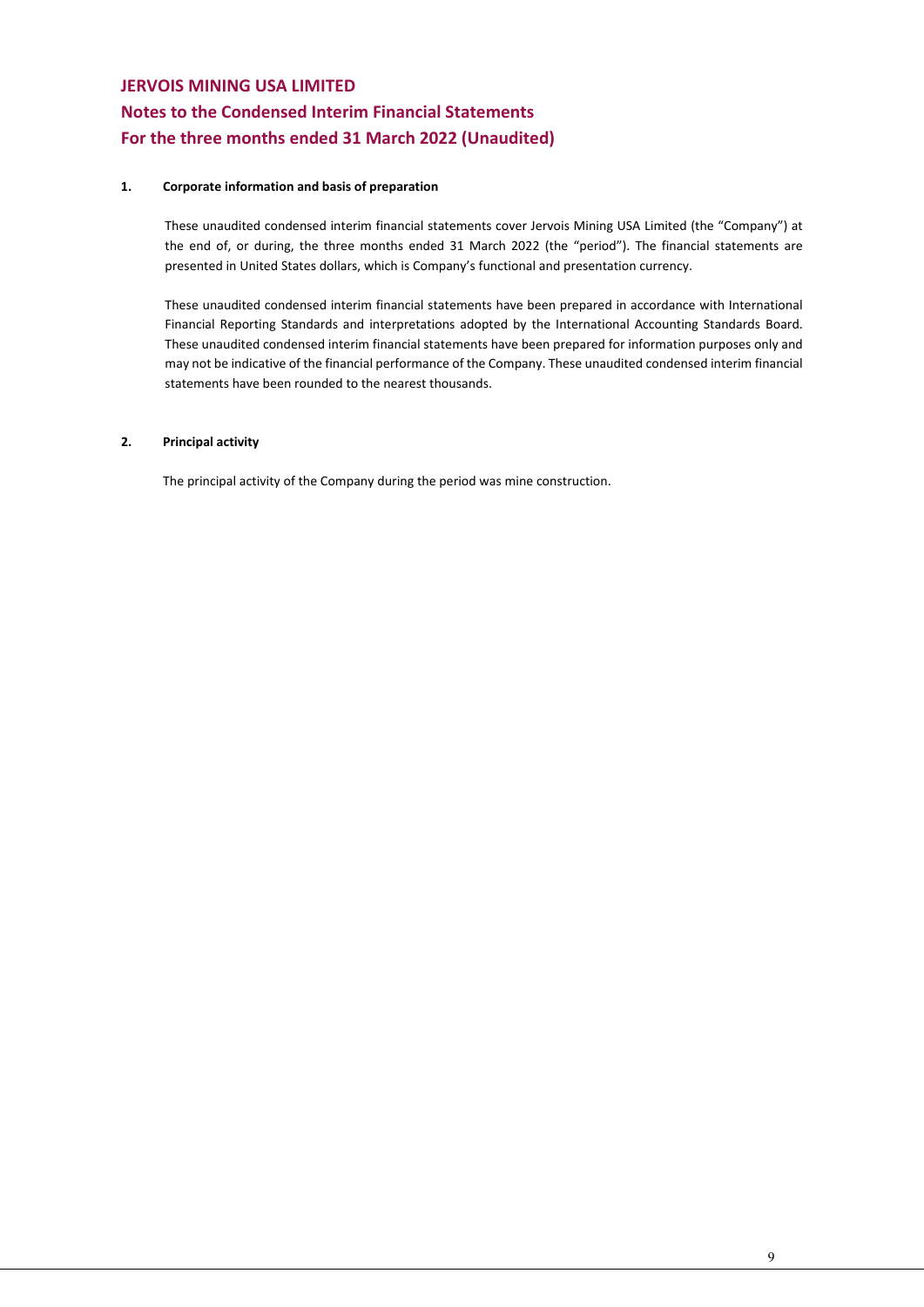# JERVOIS MINING USA LIMITED

## Notes to the Condensed Interim Financial Statements

## For the three months ended 31 March 2022 (Unaudited)

**1. Corporate information and basis of preparation**

These unaudited condensed interim financial statements cover Jervois Mining USA Limited (the "Company") at the end of, or during, the three months ended 31 March 2022 (the "period"). The financial statements are presented in United States dollars, which is Company's functional and presentation currency.

These unaudited condensed interim financial statements have been prepared in accordance with International Financial Reporting Standards and interpretations adopted by the International Accounting Standards Board. These unaudited condensed interim financial statements have been prepared for information purposes only and may not be indicative of the financial performance of the Company. These unaudited condensed interim financial statements have been rounded to the nearest thousands.

**2. Principal activity**

The principal activity of the Company during the period was mine construction.